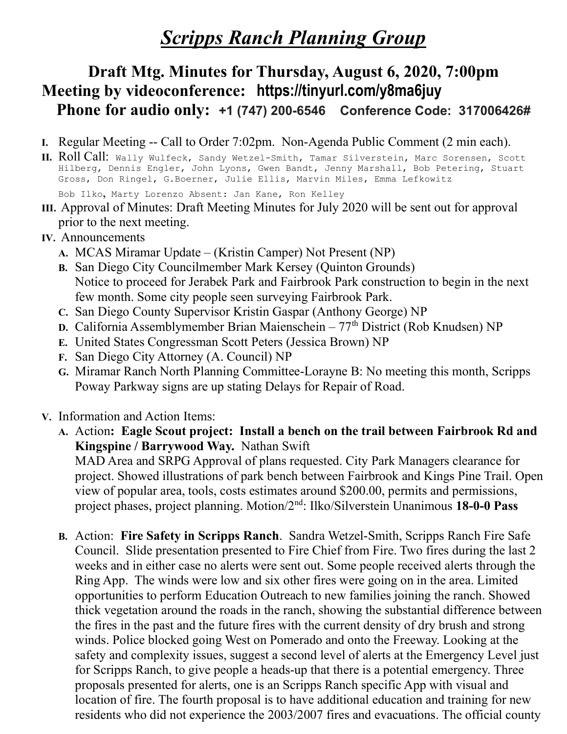# *Scripps Ranch Planning Group*

## Draft Mtg. Minutes for Thursday, August 6, 2020, 7:00pm
## Meeting by videoconference: https://tinyurl.com/y8ma6juy
### Phone for audio only: +1 (747) 200-6546 Conference Code: 317006426#

**I.** Regular Meeting -- Call to Order 7:02pm. Non-Agenda Public Comment (2 min each).

**II.** Roll Call: Wally Wulfeck, Sandy Wetzel-Smith, Tamar Silverstein, Marc Sorensen, Scott Hilberg, Dennis Engler, John Lyons, Gwen Bandt, Jenny Marshall, Bob Petering, Stuart Gross, Don Ringel, G.Boerner, Julie Ellis, Marvin Miles, Emma Lefkowitz

Bob Ilko, Marty Lorenzo Absent: Jan Kane, Ron Kelley

**III.** Approval of Minutes: Draft Meeting Minutes for July 2020 will be sent out for approval prior to the next meeting.

**IV.** Announcements

- **A.** MCAS Miramar Update – (Kristin Camper) Not Present (NP)
- **B.** San Diego City Councilmember Mark Kersey (Quinton Grounds) Notice to proceed for Jerabek Park and Fairbrook Park construction to begin in the next few month. Some city people seen surveying Fairbrook Park.
- **C.** San Diego County Supervisor Kristin Gaspar (Anthony George) NP
- **D.** California Assemblymember Brian Maienschein – 77th District (Rob Knudsen) NP
- **E.** United States Congressman Scott Peters (Jessica Brown) NP
- **F.** San Diego City Attorney (A. Council) NP
- **G.** Miramar Ranch North Planning Committee-Lorayne B: No meeting this month, Scripps Poway Parkway signs are up stating Delays for Repair of Road.

**V.** Information and Action Items:

- **A.** Action**: Eagle Scout project: Install a bench on the trail between Fairbrook Rd and Kingspine / Barrywood Way.** Nathan Swift
  MAD Area and SRPG Approval of plans requested. City Park Managers clearance for project. Showed illustrations of park bench between Fairbrook and Kings Pine Trail. Open view of popular area, tools, costs estimates around $200.00, permits and permissions, project phases, project planning. Motion/2nd: Ilko/Silverstein Unanimous **18-0-0 Pass**

- **B.** Action: **Fire Safety in Scripps Ranch**. Sandra Wetzel-Smith, Scripps Ranch Fire Safe Council. Slide presentation presented to Fire Chief from Fire. Two fires during the last 2 weeks and in either case no alerts were sent out. Some people received alerts through the Ring App. The winds were low and six other fires were going on in the area. Limited opportunities to perform Education Outreach to new families joining the ranch. Showed thick vegetation around the roads in the ranch, showing the substantial difference between the fires in the past and the future fires with the current density of dry brush and strong winds. Police blocked going West on Pomerado and onto the Freeway. Looking at the safety and complexity issues, suggest a second level of alerts at the Emergency Level just for Scripps Ranch, to give people a heads-up that there is a potential emergency. Three proposals presented for alerts, one is an Scripps Ranch specific App with visual and location of fire. The fourth proposal is to have additional education and training for new residents who did not experience the 2003/2007 fires and evacuations. The official county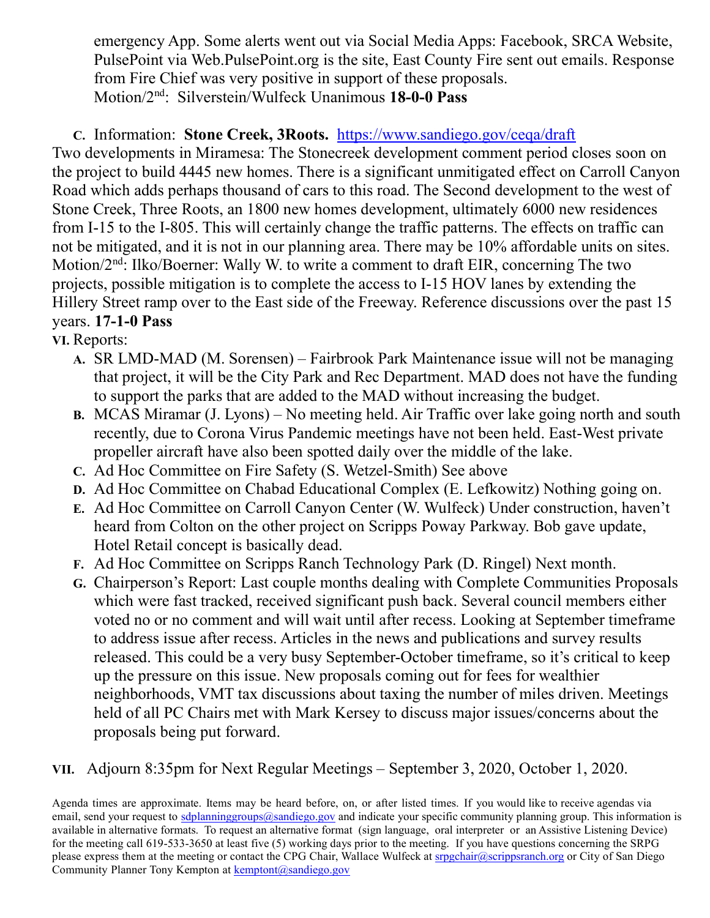emergency App. Some alerts went out via Social Media Apps: Facebook, SRCA Website, PulsePoint via Web.PulsePoint.org is the site, East County Fire sent out emails. Response from Fire Chief was very positive in support of these proposals.
Motion/2nd: Silverstein/Wulfeck Unanimous **18-0-0 Pass**

C. Information: **Stone Creek, 3Roots.** https://www.sandiego.gov/ceqa/draft

Two developments in Miramesa: The Stonecreek development comment period closes soon on the project to build 4445 new homes. There is a significant unmitigated effect on Carroll Canyon Road which adds perhaps thousand of cars to this road. The Second development to the west of Stone Creek, Three Roots, an 1800 new homes development, ultimately 6000 new residences from I-15 to the I-805. This will certainly change the traffic patterns. The effects on traffic can not be mitigated, and it is not in our planning area. There may be 10% affordable units on sites. Motion/2nd: Ilko/Boerner: Wally W. to write a comment to draft EIR, concerning The two projects, possible mitigation is to complete the access to I-15 HOV lanes by extending the Hillery Street ramp over to the East side of the Freeway. Reference discussions over the past 15 years. **17-1-0 Pass**

VI. Reports:

A. SR LMD-MAD (M. Sorensen) – Fairbrook Park Maintenance issue will not be managing that project, it will be the City Park and Rec Department. MAD does not have the funding to support the parks that are added to the MAD without increasing the budget.
B. MCAS Miramar (J. Lyons) – No meeting held. Air Traffic over lake going north and south recently, due to Corona Virus Pandemic meetings have not been held. East-West private propeller aircraft have also been spotted daily over the middle of the lake.
C. Ad Hoc Committee on Fire Safety (S. Wetzel-Smith) See above
D. Ad Hoc Committee on Chabad Educational Complex (E. Lefkowitz) Nothing going on.
E. Ad Hoc Committee on Carroll Canyon Center (W. Wulfeck) Under construction, haven't heard from Colton on the other project on Scripps Poway Parkway. Bob gave update, Hotel Retail concept is basically dead.
F. Ad Hoc Committee on Scripps Ranch Technology Park (D. Ringel) Next month.
G. Chairperson's Report: Last couple months dealing with Complete Communities Proposals which were fast tracked, received significant push back. Several council members either voted no or no comment and will wait until after recess. Looking at September timeframe to address issue after recess. Articles in the news and publications and survey results released. This could be a very busy September-October timeframe, so it's critical to keep up the pressure on this issue. New proposals coming out for fees for wealthier neighborhoods, VMT tax discussions about taxing the number of miles driven. Meetings held of all PC Chairs met with Mark Kersey to discuss major issues/concerns about the proposals being put forward.

VII. Adjourn 8:35pm for Next Regular Meetings – September 3, 2020, October 1, 2020.

Agenda times are approximate. Items may be heard before, on, or after listed times. If you would like to receive agendas via email, send your request to sdplanninggroups@sandiego.gov and indicate your specific community planning group. This information is available in alternative formats. To request an alternative format (sign language, oral interpreter or an Assistive Listening Device) for the meeting call 619-533-3650 at least five (5) working days prior to the meeting. If you have questions concerning the SRPG please express them at the meeting or contact the CPG Chair, Wallace Wulfeck at srpgchair@scrippsranch.org or City of San Diego Community Planner Tony Kempton at kemptont@sandiego.gov